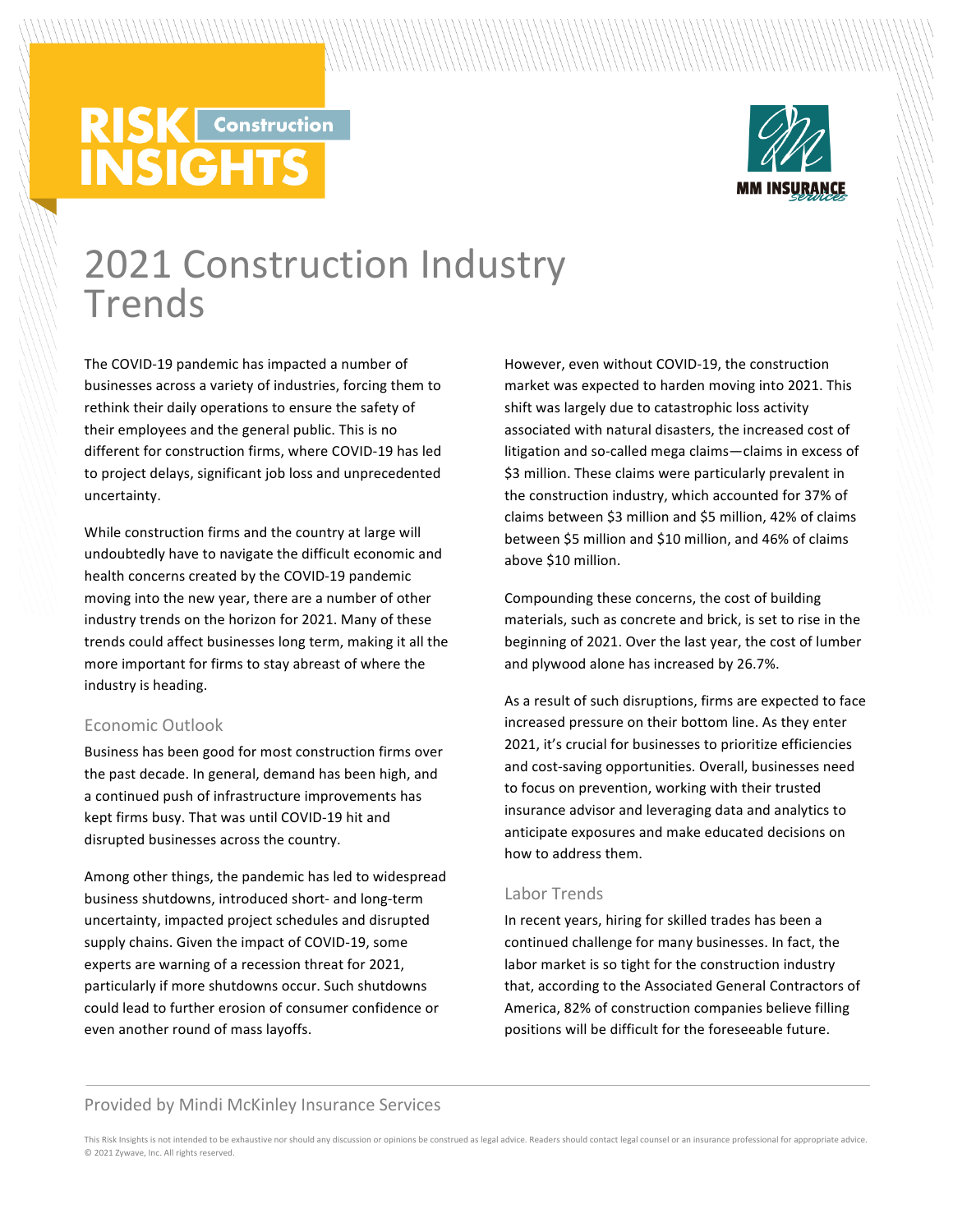RISK INSIGHTS Construction

# 2021 Construction Industry Trends

The COVID-19 pandemic has impacted a number of businesses across a variety of industries, forcing them to rethink their daily operations to ensure the safety of their employees and the general public. This is no different for construction firms, where COVID-19 has led to project delays, significant job loss and unprecedented uncertainty.

While construction firms and the country at large will undoubtedly have to navigate the difficult economic and health concerns created by the COVID-19 pandemic moving into the new year, there are a number of other industry trends on the horizon for 2021. Many of these trends could affect businesses long term, making it all the more important for firms to stay abreast of where the industry is heading.

## Economic Outlook

Business has been good for most construction firms over the past decade. In general, demand has been high, and a continued push of infrastructure improvements has kept firms busy. That was until COVID-19 hit and disrupted businesses across the country.

Among other things, the pandemic has led to widespread business shutdowns, introduced short- and long-term uncertainty, impacted project schedules and disrupted supply chains. Given the impact of COVID-19, some experts are warning of a recession threat for 2021, particularly if more shutdowns occur. Such shutdowns could lead to further erosion of consumer confidence or even another round of mass layoffs.

However, even without COVID-19, the construction market was expected to harden moving into 2021. This shift was largely due to catastrophic loss activity associated with natural disasters, the increased cost of litigation and so-called mega claims—claims in excess of $3 million. These claims were particularly prevalent in the construction industry, which accounted for 37% of claims between $3 million and $5 million, 42% of claims between $5 million and $10 million, and 46% of claims above $10 million.

Compounding these concerns, the cost of building materials, such as concrete and brick, is set to rise in the beginning of 2021. Over the last year, the cost of lumber and plywood alone has increased by 26.7%.

As a result of such disruptions, firms are expected to face increased pressure on their bottom line. As they enter 2021, it's crucial for businesses to prioritize efficiencies and cost-saving opportunities. Overall, businesses need to focus on prevention, working with their trusted insurance advisor and leveraging data and analytics to anticipate exposures and make educated decisions on how to address them.

## Labor Trends

In recent years, hiring for skilled trades has been a continued challenge for many businesses. In fact, the labor market is so tight for the construction industry that, according to the Associated General Contractors of America, 82% of construction companies believe filling positions will be difficult for the foreseeable future.

Provided by Mindi McKinley Insurance Services

This Risk Insights is not intended to be exhaustive nor should any discussion or opinions be construed as legal advice. Readers should contact legal counsel or an insurance professional for appropriate advice. © 2021 Zywave, Inc. All rights reserved.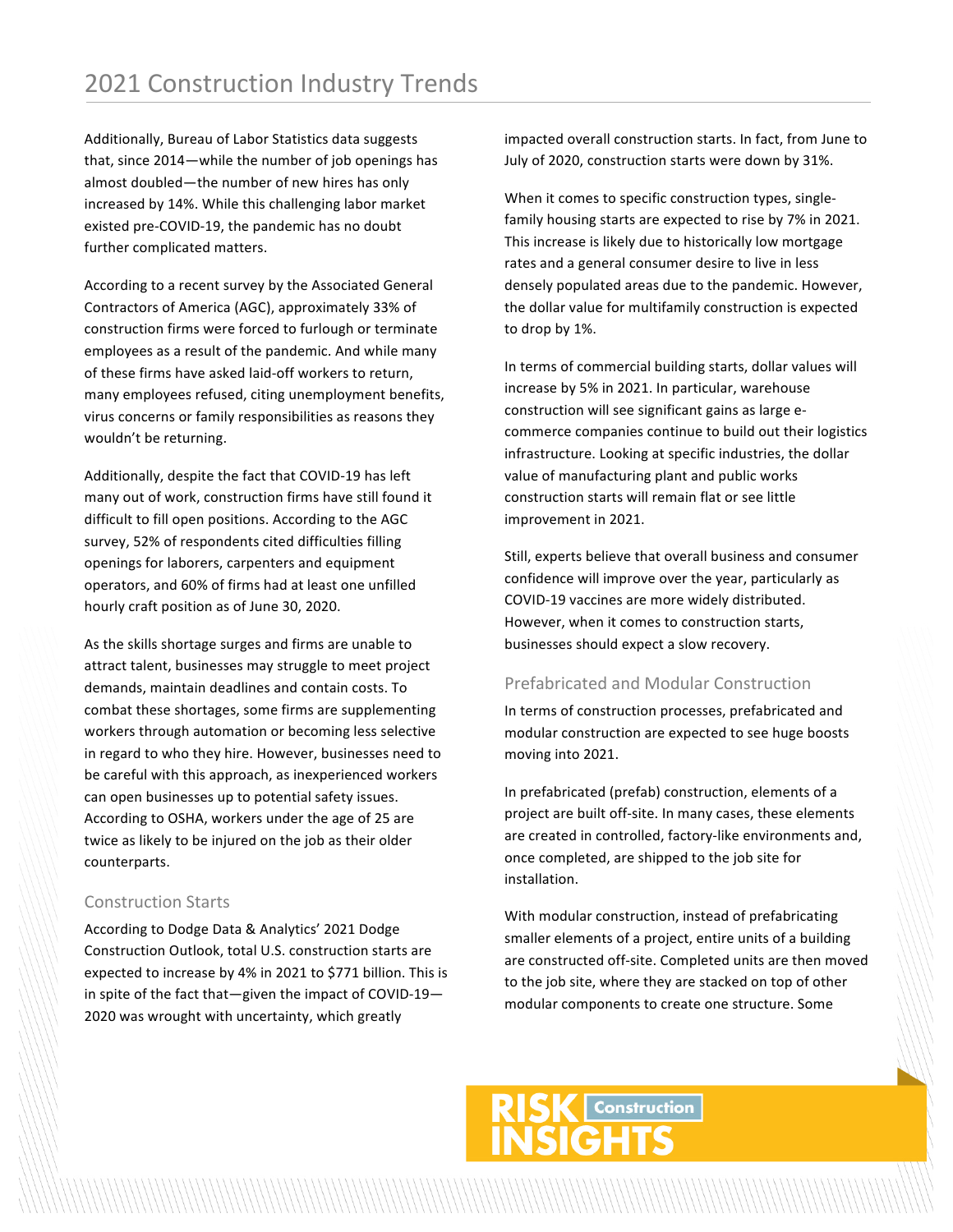Additionally, Bureau of Labor Statistics data suggests that, since 2014—while the number of job openings has almost doubled—the number of new hires has only increased by 14%. While this challenging labor market existed pre-COVID-19, the pandemic has no doubt further complicated matters.

According to a recent survey by the Associated General Contractors of America (AGC), approximately 33% of construction firms were forced to furlough or terminate employees as a result of the pandemic. And while many of these firms have asked laid-off workers to return, many employees refused, citing unemployment benefits, virus concerns or family responsibilities as reasons they wouldn't be returning.

Additionally, despite the fact that COVID-19 has left many out of work, construction firms have still found it difficult to fill open positions. According to the AGC survey, 52% of respondents cited difficulties filling openings for laborers, carpenters and equipment operators, and 60% of firms had at least one unfilled hourly craft position as of June 30, 2020.

As the skills shortage surges and firms are unable to attract talent, businesses may struggle to meet project demands, maintain deadlines and contain costs. To combat these shortages, some firms are supplementing workers through automation or becoming less selective in regard to who they hire. However, businesses need to be careful with this approach, as inexperienced workers can open businesses up to potential safety issues. According to OSHA, workers under the age of 25 are twice as likely to be injured on the job as their older counterparts.

## Construction Starts

According to Dodge Data & Analytics' 2021 Dodge Construction Outlook, total U.S. construction starts are expected to increase by 4% in 2021 to $771 billion. This is in spite of the fact that—given the impact of COVID-19—2020 was wrought with uncertainty, which greatly impacted overall construction starts. In fact, from June to July of 2020, construction starts were down by 31%.

When it comes to specific construction types, single-family housing starts are expected to rise by 7% in 2021. This increase is likely due to historically low mortgage rates and a general consumer desire to live in less densely populated areas due to the pandemic. However, the dollar value for multifamily construction is expected to drop by 1%.

In terms of commercial building starts, dollar values will increase by 5% in 2021. In particular, warehouse construction will see significant gains as large e-commerce companies continue to build out their logistics infrastructure. Looking at specific industries, the dollar value of manufacturing plant and public works construction starts will remain flat or see little improvement in 2021.

Still, experts believe that overall business and consumer confidence will improve over the year, particularly as COVID-19 vaccines are more widely distributed. However, when it comes to construction starts, businesses should expect a slow recovery.

## Prefabricated and Modular Construction

In terms of construction processes, prefabricated and modular construction are expected to see huge boosts moving into 2021.

In prefabricated (prefab) construction, elements of a project are built off-site. In many cases, these elements are created in controlled, factory-like environments and, once completed, are shipped to the job site for installation.

With modular construction, instead of prefabricating smaller elements of a project, entire units of a building are constructed off-site. Completed units are then moved to the job site, where they are stacked on top of other modular components to create one structure. Some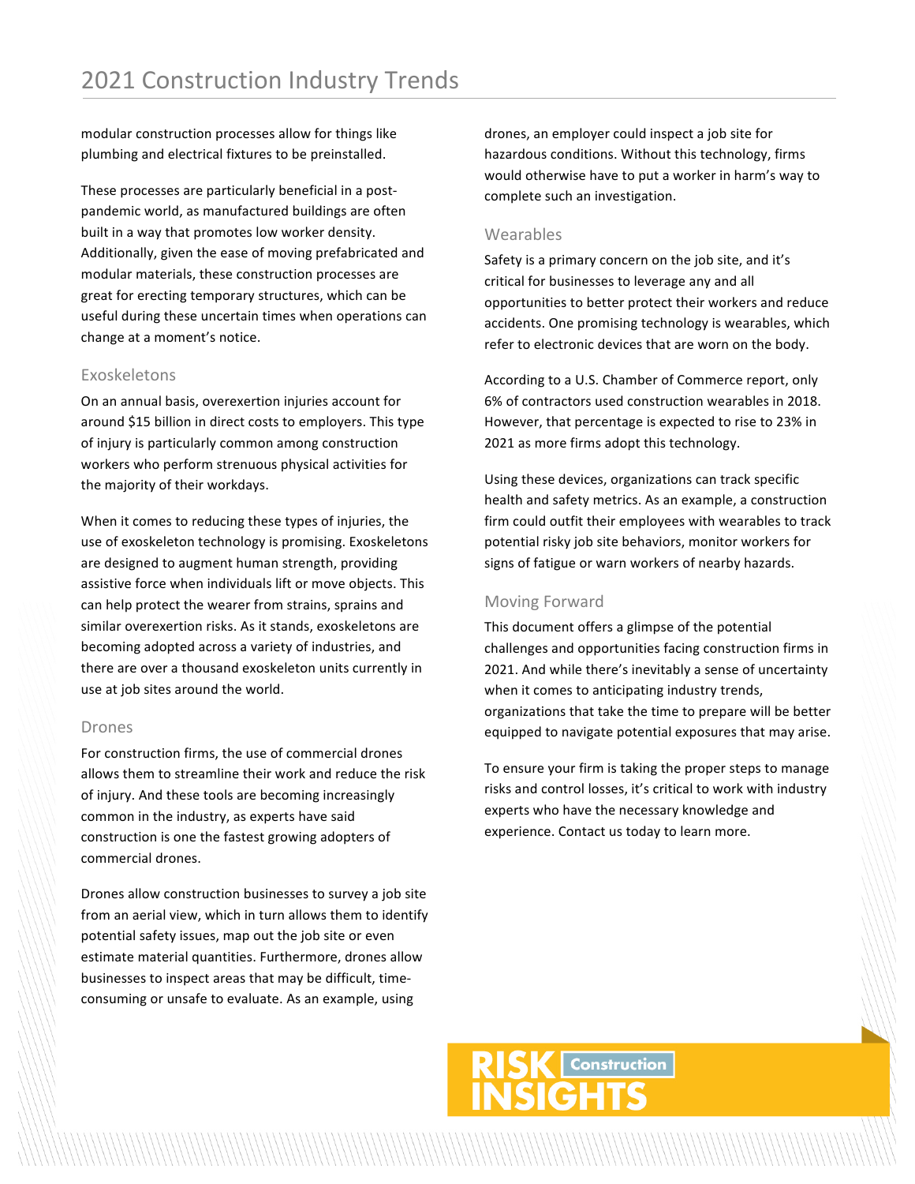modular construction processes allow for things like plumbing and electrical fixtures to be preinstalled.

These processes are particularly beneficial in a post-pandemic world, as manufactured buildings are often built in a way that promotes low worker density. Additionally, given the ease of moving prefabricated and modular materials, these construction processes are great for erecting temporary structures, which can be useful during these uncertain times when operations can change at a moment's notice.

### Exoskeletons

On an annual basis, overexertion injuries account for around $15 billion in direct costs to employers. This type of injury is particularly common among construction workers who perform strenuous physical activities for the majority of their workdays.

When it comes to reducing these types of injuries, the use of exoskeleton technology is promising. Exoskeletons are designed to augment human strength, providing assistive force when individuals lift or move objects. This can help protect the wearer from strains, sprains and similar overexertion risks. As it stands, exoskeletons are becoming adopted across a variety of industries, and there are over a thousand exoskeleton units currently in use at job sites around the world.

### Drones

For construction firms, the use of commercial drones allows them to streamline their work and reduce the risk of injury. And these tools are becoming increasingly common in the industry, as experts have said construction is one the fastest growing adopters of commercial drones.

Drones allow construction businesses to survey a job site from an aerial view, which in turn allows them to identify potential safety issues, map out the job site or even estimate material quantities. Furthermore, drones allow businesses to inspect areas that may be difficult, time-consuming or unsafe to evaluate. As an example, using drones, an employer could inspect a job site for hazardous conditions. Without this technology, firms would otherwise have to put a worker in harm's way to complete such an investigation.

### Wearables

Safety is a primary concern on the job site, and it's critical for businesses to leverage any and all opportunities to better protect their workers and reduce accidents. One promising technology is wearables, which refer to electronic devices that are worn on the body.

According to a U.S. Chamber of Commerce report, only 6% of contractors used construction wearables in 2018. However, that percentage is expected to rise to 23% in 2021 as more firms adopt this technology.

Using these devices, organizations can track specific health and safety metrics. As an example, a construction firm could outfit their employees with wearables to track potential risky job site behaviors, monitor workers for signs of fatigue or warn workers of nearby hazards.

### Moving Forward

This document offers a glimpse of the potential challenges and opportunities facing construction firms in 2021. And while there's inevitably a sense of uncertainty when it comes to anticipating industry trends, organizations that take the time to prepare will be better equipped to navigate potential exposures that may arise.

To ensure your firm is taking the proper steps to manage risks and control losses, it's critical to work with industry experts who have the necessary knowledge and experience. Contact us today to learn more.

RISK INSIGHTS Construction